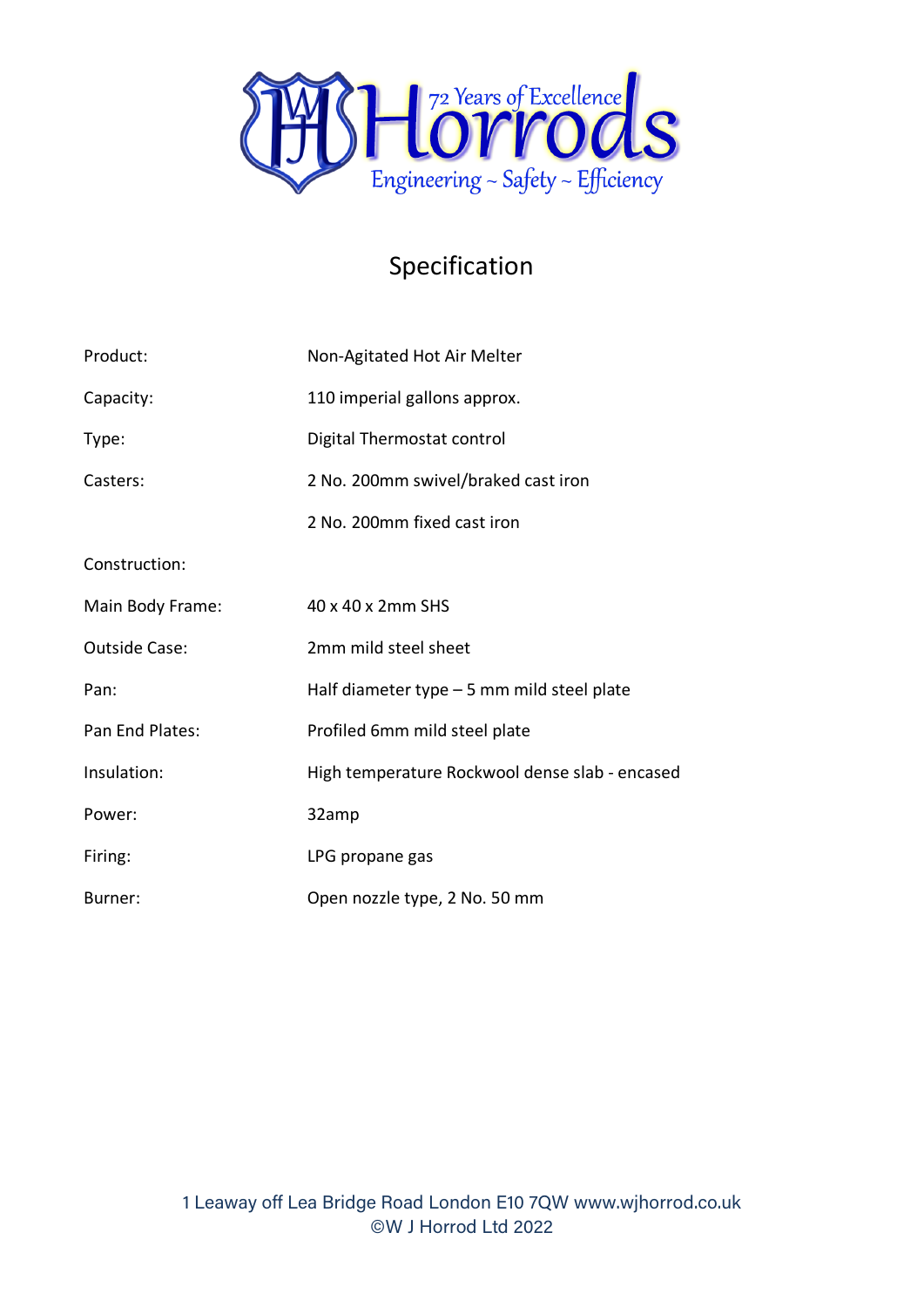72 Years of Excellence

# Horrods

Engineering ~ Safety ~ Efficiency

## Specification

| | |
|---|---|
| Product: | Non-Agitated Hot Air Melter |
| Capacity: | 110 imperial gallons approx. |
| Type: | Digital Thermostat control |
| Casters: | 2 No. 200mm swivel/braked cast iron |
| | 2 No. 200mm fixed cast iron |
| Construction: | |
| Main Body Frame: | 40 x 40 x 2mm SHS |
| Outside Case: | 2mm mild steel sheet |
| Pan: | Half diameter type – 5 mm mild steel plate |
| Pan End Plates: | Profiled 6mm mild steel plate |
| Insulation: | High temperature Rockwool dense slab - encased |
| Power: | 32amp |
| Firing: | LPG propane gas |
| Burner: | Open nozzle type, 2 No. 50 mm |

1 Leaway off Lea Bridge Road London E10 7QW www.wjhorrod.co.uk
©W J Horrod Ltd 2022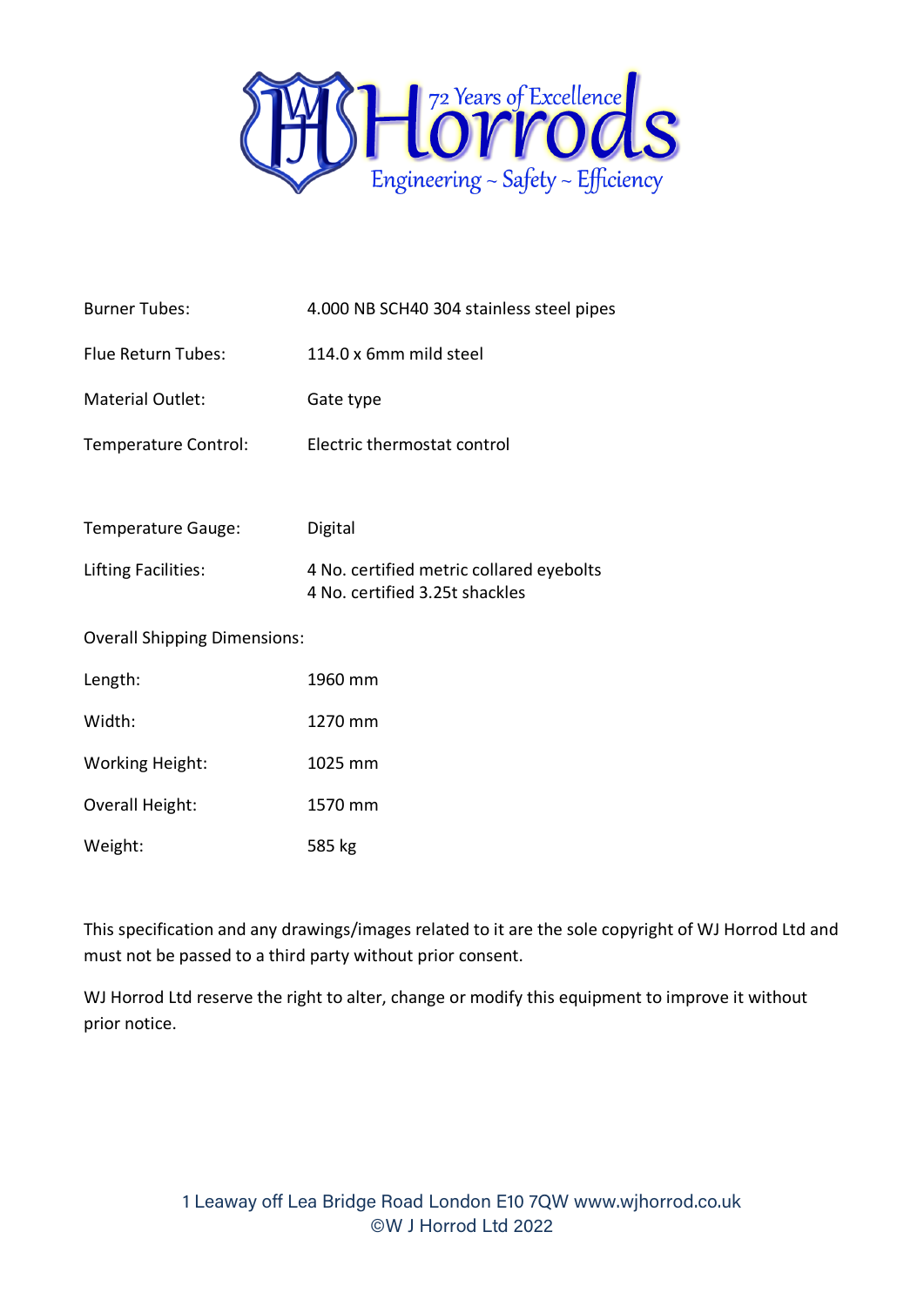| | |
|---|---|
| Burner Tubes: | 4.000 NB SCH40 304 stainless steel pipes |
| Flue Return Tubes: | 114.0 x 6mm mild steel |
| Material Outlet: | Gate type |
| Temperature Control: | Electric thermostat control |
| Temperature Gauge: | Digital |
| Lifting Facilities: | 4 No. certified metric collared eyebolts<br>4 No. certified 3.25t shackles |

Overall Shipping Dimensions:

| | |
|---|---|
| Length: | 1960 mm |
| Width: | 1270 mm |
| Working Height: | 1025 mm |
| Overall Height: | 1570 mm |
| Weight: | 585 kg |

This specification and any drawings/images related to it are the sole copyright of WJ Horrod Ltd and must not be passed to a third party without prior consent.

WJ Horrod Ltd reserve the right to alter, change or modify this equipment to improve it without prior notice.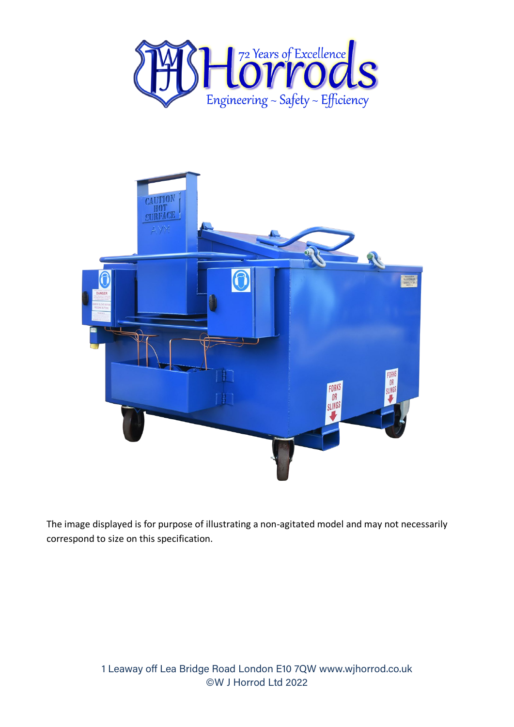The image displayed is for purpose of illustrating a non-agitated model and may not necessarily correspond to size on this specification.

1 Leaway off Lea Bridge Road London E10 7QW www.wjhorrod.co.uk
©W J Horrod Ltd 2022